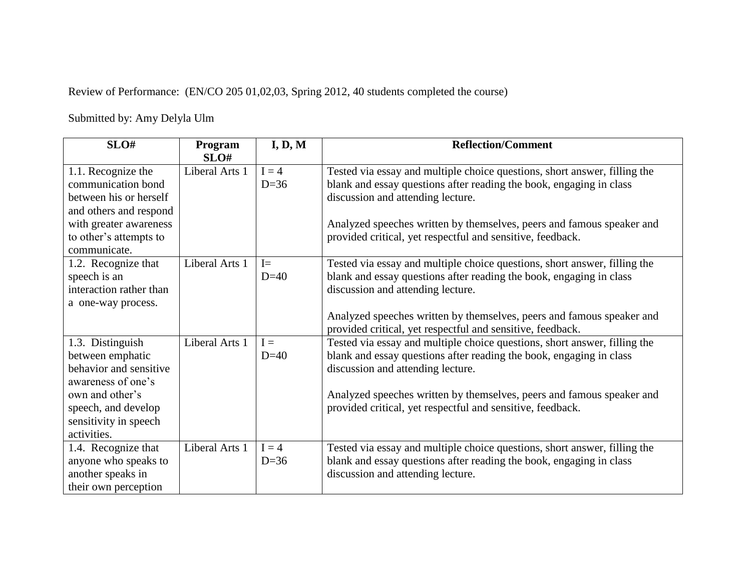Review of Performance: (EN/CO 205 01,02,03, Spring 2012, 40 students completed the course)

Submitted by: Amy Delyla Ulm

| SLO# | Program SLO# | I, D, M | Reflection/Comment |
|---|---|---|---|
| 1.1. Recognize the communication bond between his or herself and others and respond with greater awareness to other's attempts to communicate. | Liberal Arts 1 | I = 4<br>D=36 | Tested via essay and multiple choice questions, short answer, filling the blank and essay questions after reading the book, engaging in class discussion and attending lecture.<br><br>Analyzed speeches written by themselves, peers and famous speaker and provided critical, yet respectful and sensitive, feedback. |
| 1.2. Recognize that speech is an interaction rather than a one-way process. | Liberal Arts 1 | I=<br>D=40 | Tested via essay and multiple choice questions, short answer, filling the blank and essay questions after reading the book, engaging in class discussion and attending lecture.<br><br>Analyzed speeches written by themselves, peers and famous speaker and provided critical, yet respectful and sensitive, feedback. |
| 1.3. Distinguish between emphatic behavior and sensitive awareness of one's own and other's speech, and develop sensitivity in speech activities. | Liberal Arts 1 | I =<br>D=40 | Tested via essay and multiple choice questions, short answer, filling the blank and essay questions after reading the book, engaging in class discussion and attending lecture.<br><br>Analyzed speeches written by themselves, peers and famous speaker and provided critical, yet respectful and sensitive, feedback. |
| 1.4. Recognize that anyone who speaks to another speaks in their own perception | Liberal Arts 1 | I = 4<br>D=36 | Tested via essay and multiple choice questions, short answer, filling the blank and essay questions after reading the book, engaging in class discussion and attending lecture. |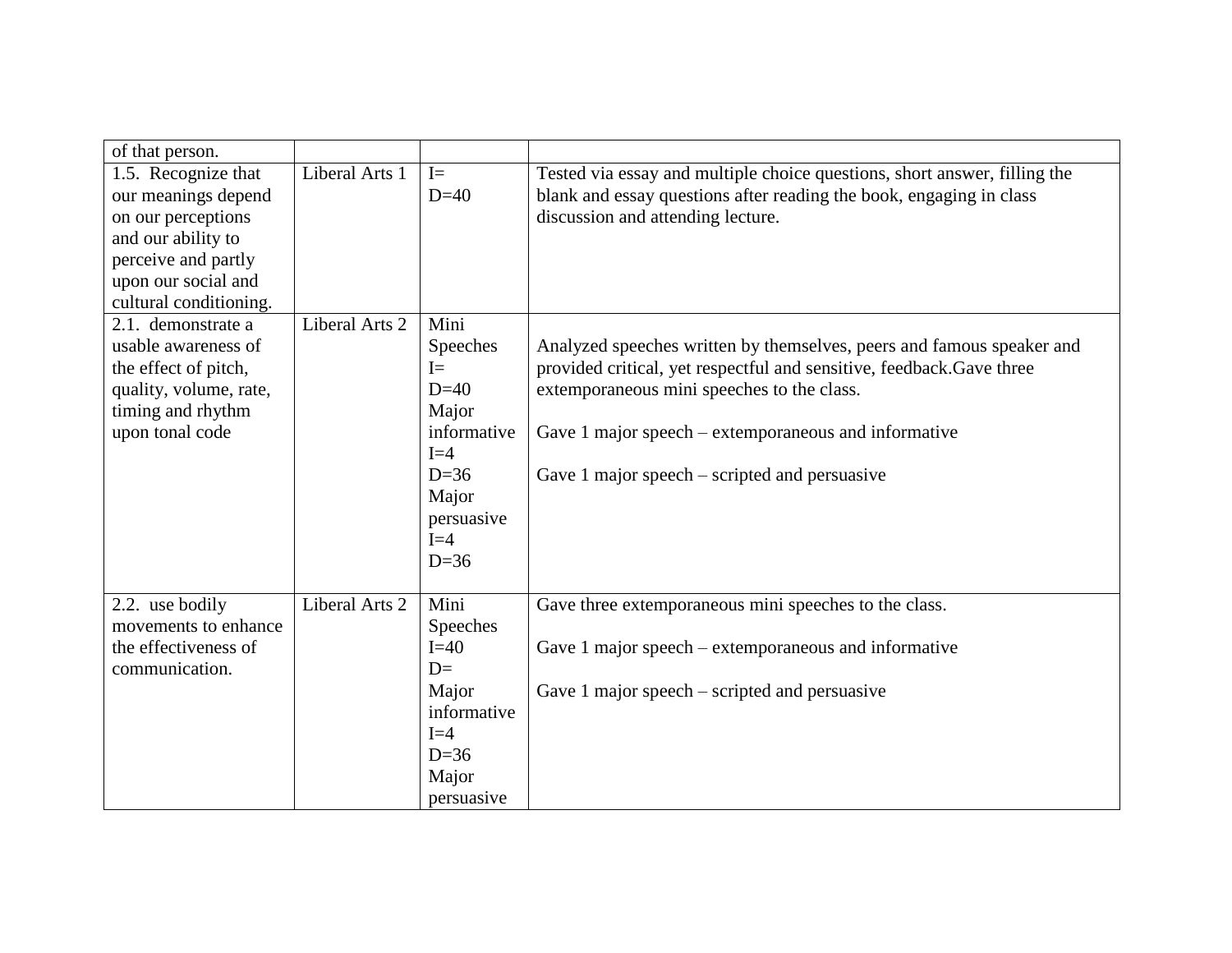| | | | |
|---|---|---|---|
| of that person. | | | |
| 1.5. Recognize that our meanings depend on our perceptions and our ability to perceive and partly upon our social and cultural conditioning. | Liberal Arts 1 | I=<br>D=40 | Tested via essay and multiple choice questions, short answer, filling the blank and essay questions after reading the book, engaging in class discussion and attending lecture. |
| 2.1. demonstrate a usable awareness of the effect of pitch, quality, volume, rate, timing and rhythm upon tonal code | Liberal Arts 2 | Mini Speeches<br>I=<br>D=40<br>Major informative<br>I=4<br>D=36<br>Major persuasive<br>I=4<br>D=36 | Analyzed speeches written by themselves, peers and famous speaker and provided critical, yet respectful and sensitive, feedback.Gave three extemporaneous mini speeches to the class.<br><br>Gave 1 major speech – extemporaneous and informative<br><br>Gave 1 major speech – scripted and persuasive |
| 2.2. use bodily movements to enhance the effectiveness of communication. | Liberal Arts 2 | Mini Speeches<br>I=40<br>D=<br>Major informative<br>I=4<br>D=36<br>Major persuasive | Gave three extemporaneous mini speeches to the class.<br><br>Gave 1 major speech – extemporaneous and informative<br><br>Gave 1 major speech – scripted and persuasive |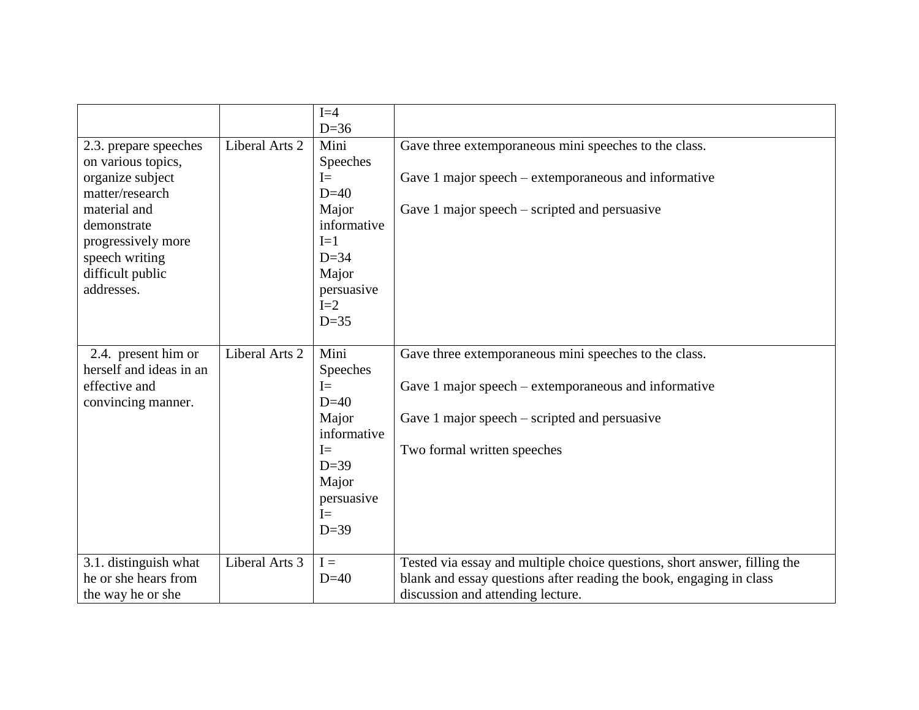| | | | |
|---|---|---|---|
| | | I=4<br>D=36 | |
| 2.3. prepare speeches on various topics, organize subject matter/research material and demonstrate progressively more speech writing difficult public addresses. | Liberal Arts 2 | Mini Speeches<br>I=<br>D=40<br>Major informative<br>I=1<br>D=34<br>Major persuasive<br>I=2<br>D=35 | Gave three extemporaneous mini speeches to the class.<br><br>Gave 1 major speech – extemporaneous and informative<br><br>Gave 1 major speech – scripted and persuasive |
| 2.4. present him or herself and ideas in an effective and convincing manner. | Liberal Arts 2 | Mini Speeches<br>I=<br>D=40<br>Major informative<br>I=<br>D=39<br>Major persuasive<br>I=<br>D=39 | Gave three extemporaneous mini speeches to the class.<br><br>Gave 1 major speech – extemporaneous and informative<br><br>Gave 1 major speech – scripted and persuasive<br><br>Two formal written speeches |
| 3.1. distinguish what he or she hears from the way he or she | Liberal Arts 3 | I =<br>D=40 | Tested via essay and multiple choice questions, short answer, filling the blank and essay questions after reading the book, engaging in class discussion and attending lecture. |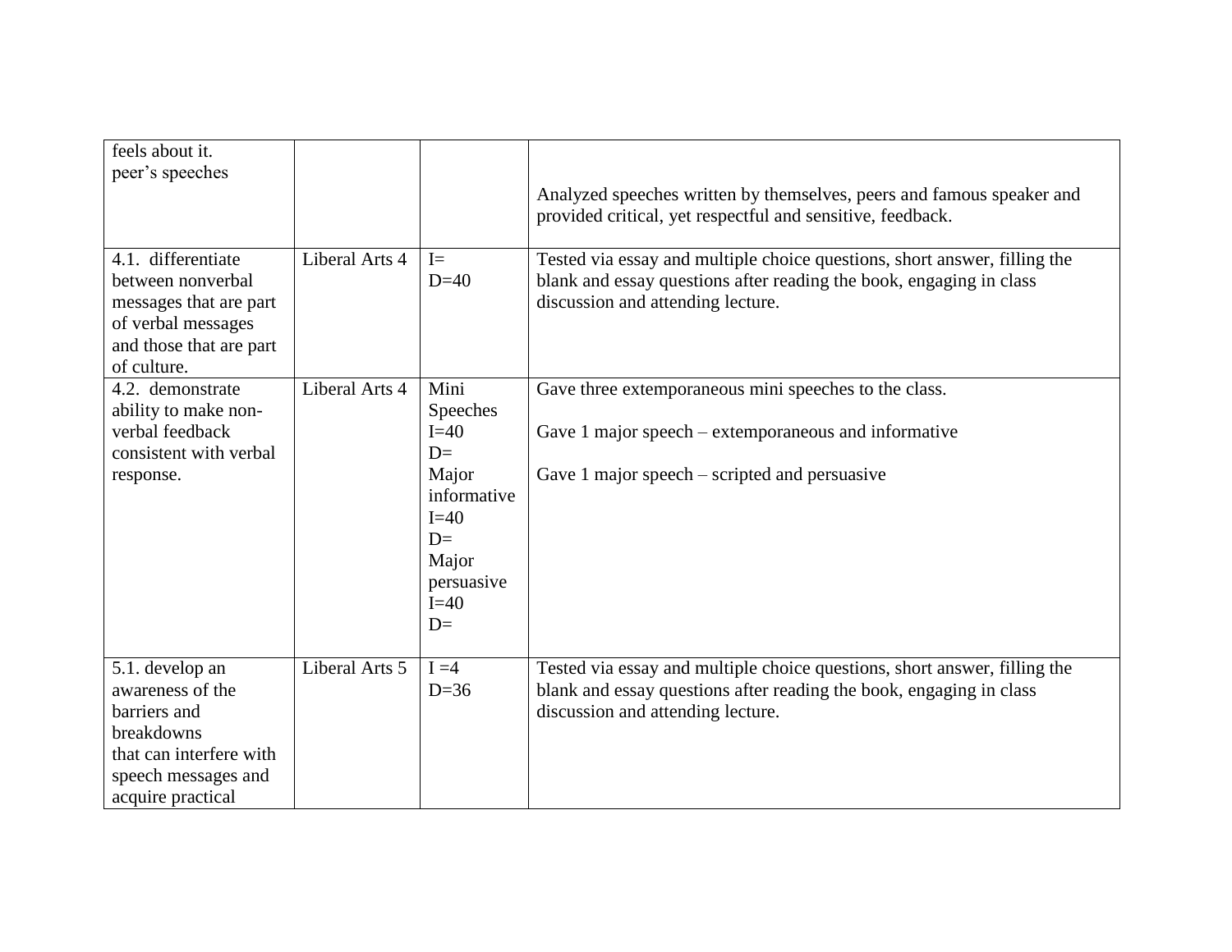| | | | |
|---|---|---|---|
| feels about it.<br>peer's speeches | | | Analyzed speeches written by themselves, peers and famous speaker and provided critical, yet respectful and sensitive, feedback. |
| 4.1. differentiate between nonverbal messages that are part of verbal messages and those that are part of culture. | Liberal Arts 4 | I=<br>D=40 | Tested via essay and multiple choice questions, short answer, filling the blank and essay questions after reading the book, engaging in class discussion and attending lecture. |
| 4.2. demonstrate ability to make non-verbal feedback consistent with verbal response. | Liberal Arts 4 | Mini Speeches<br>I=40<br>D=<br>Major informative<br>I=40<br>D=<br>Major persuasive<br>I=40<br>D= | Gave three extemporaneous mini speeches to the class.<br><br>Gave 1 major speech – extemporaneous and informative<br><br>Gave 1 major speech – scripted and persuasive |
| 5.1. develop an awareness of the barriers and breakdowns that can interfere with speech messages and acquire practical | Liberal Arts 5 | I =4<br>D=36 | Tested via essay and multiple choice questions, short answer, filling the blank and essay questions after reading the book, engaging in class discussion and attending lecture. |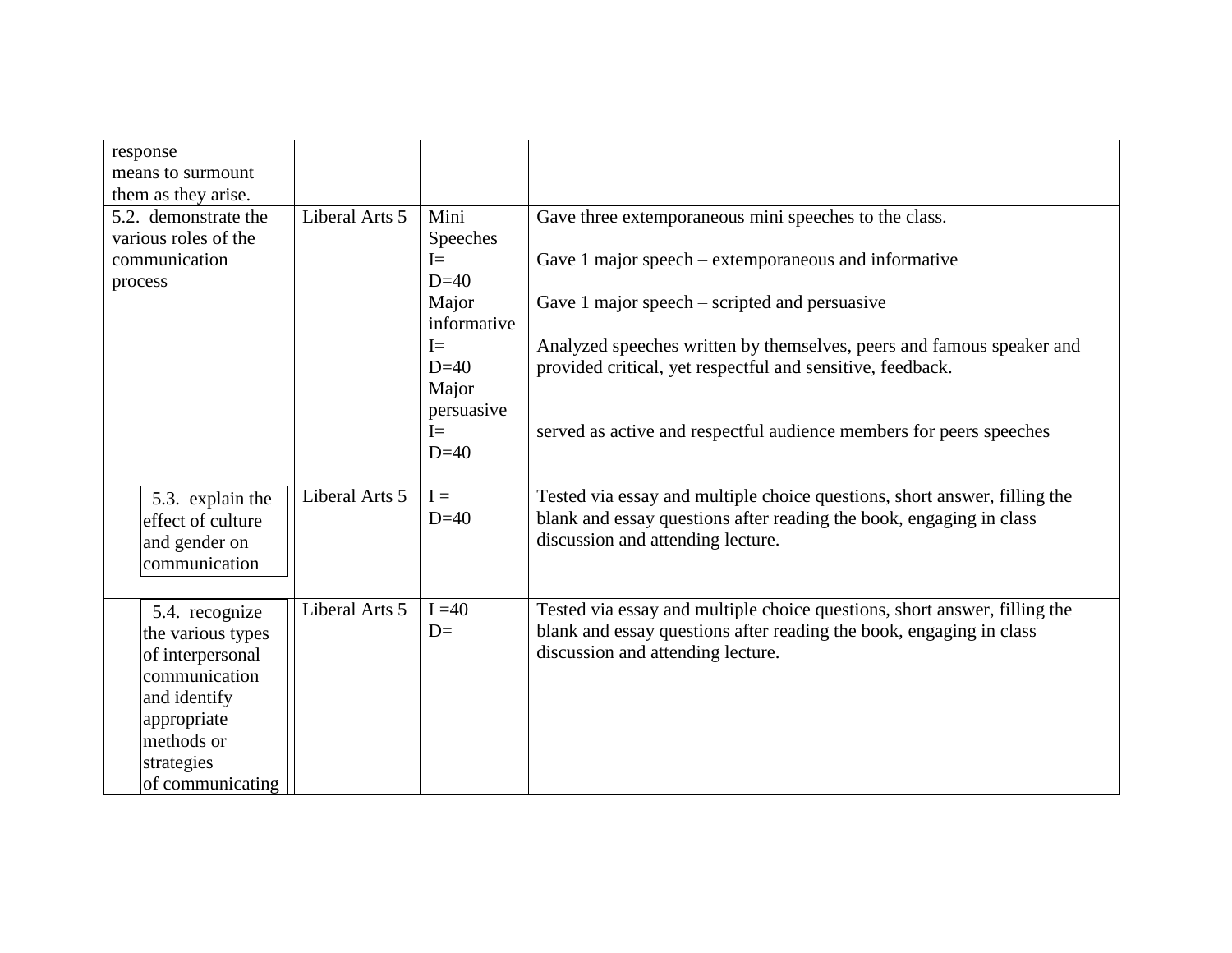| | | | |
|---|---|---|---|
| response means to surmount them as they arise. | | | |
| 5.2. demonstrate the various roles of the communication process | Liberal Arts 5 | Mini Speeches I= D=40 Major informative I= D=40 Major persuasive I= D=40 | Gave three extemporaneous mini speeches to the class.<br><br>Gave 1 major speech – extemporaneous and informative<br><br>Gave 1 major speech – scripted and persuasive<br><br>Analyzed speeches written by themselves, peers and famous speaker and provided critical, yet respectful and sensitive, feedback.<br><br>served as active and respectful audience members for peers speeches |
| 5.3. explain the effect of culture and gender on communication | Liberal Arts 5 | I = D=40 | Tested via essay and multiple choice questions, short answer, filling the blank and essay questions after reading the book, engaging in class discussion and attending lecture. |
| 5.4. recognize the various types of interpersonal communication and identify appropriate methods or strategies of communicating | Liberal Arts 5 | I =40 D= | Tested via essay and multiple choice questions, short answer, filling the blank and essay questions after reading the book, engaging in class discussion and attending lecture. |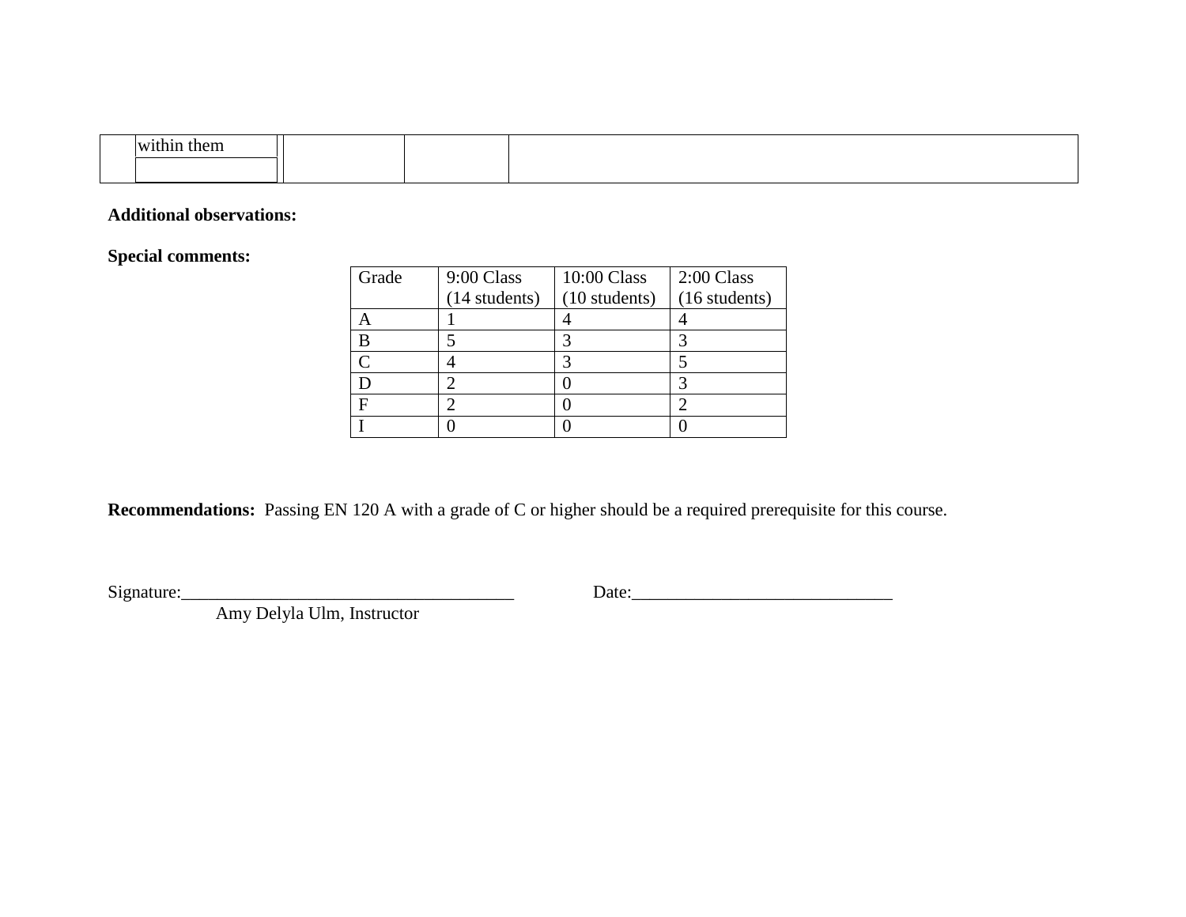| | | | | |
|---|---|---|---|---|
| | within them | | | |

**Additional observations:**

**Special comments:**

| Grade | 9:00 Class (14 students) | 10:00 Class (10 students) | 2:00 Class (16 students) |
|---|---|---|---|
| A | 1 | 4 | 4 |
| B | 5 | 3 | 3 |
| C | 4 | 3 | 5 |
| D | 2 | 0 | 3 |
| F | 2 | 0 | 2 |
| I | 0 | 0 | 0 |

**Recommendations:** Passing EN 120 A with a grade of C or higher should be a required prerequisite for this course.

Signature:______________________________________ Date:_____________________________

Amy Delyla Ulm, Instructor